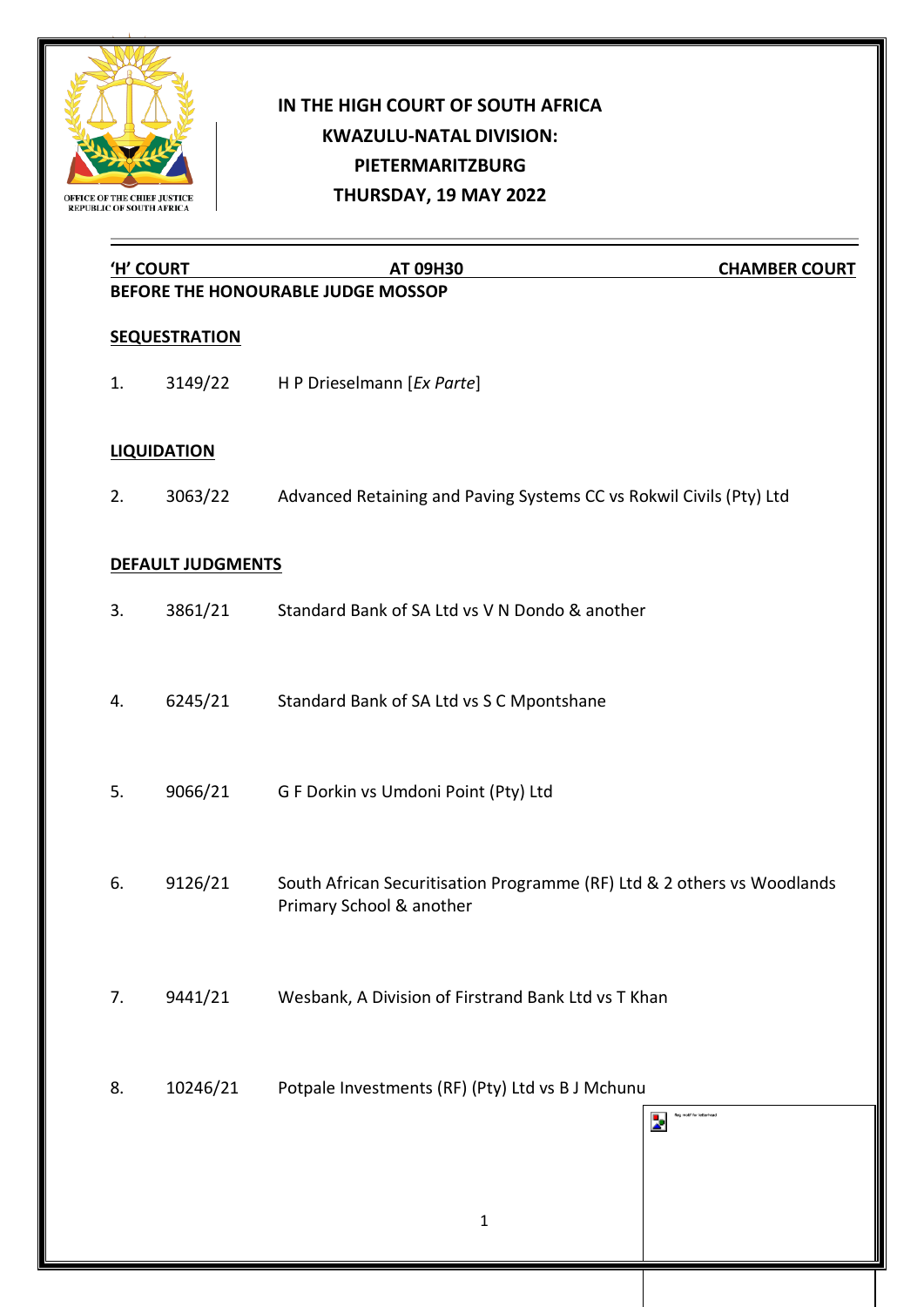# IN THE HIGH COURT OF SOUTH AFRICA
## KWAZULU-NATAL DIVISION:
## PIETERMARITZBURG
## THURSDAY, 19 MAY 2022

OFFICE OF THE CHIEF JUSTICE
REPUBLIC OF SOUTH AFRICA

**'H' COURT** | **AT 09H30** | **CHAMBER COURT**

**BEFORE THE HONOURABLE JUDGE MOSSOP**

**SEQUESTRATION**

1. 3149/22 H P Drieselmann [*Ex Parte*]

**LIQUIDATION**

2. 3063/22 Advanced Retaining and Paving Systems CC vs Rokwil Civils (Pty) Ltd

**DEFAULT JUDGMENTS**

3. 3861/21 Standard Bank of SA Ltd vs V N Dondo & another

4. 6245/21 Standard Bank of SA Ltd vs S C Mpontshane

5. 9066/21 G F Dorkin vs Umdoni Point (Pty) Ltd

6. 9126/21 South African Securitisation Programme (RF) Ltd & 2 others vs Woodlands Primary School & another

7. 9441/21 Wesbank, A Division of Firstrand Bank Ltd vs T Khan

8. 10246/21 Potpale Investments (RF) (Pty) Ltd vs B J Mchunu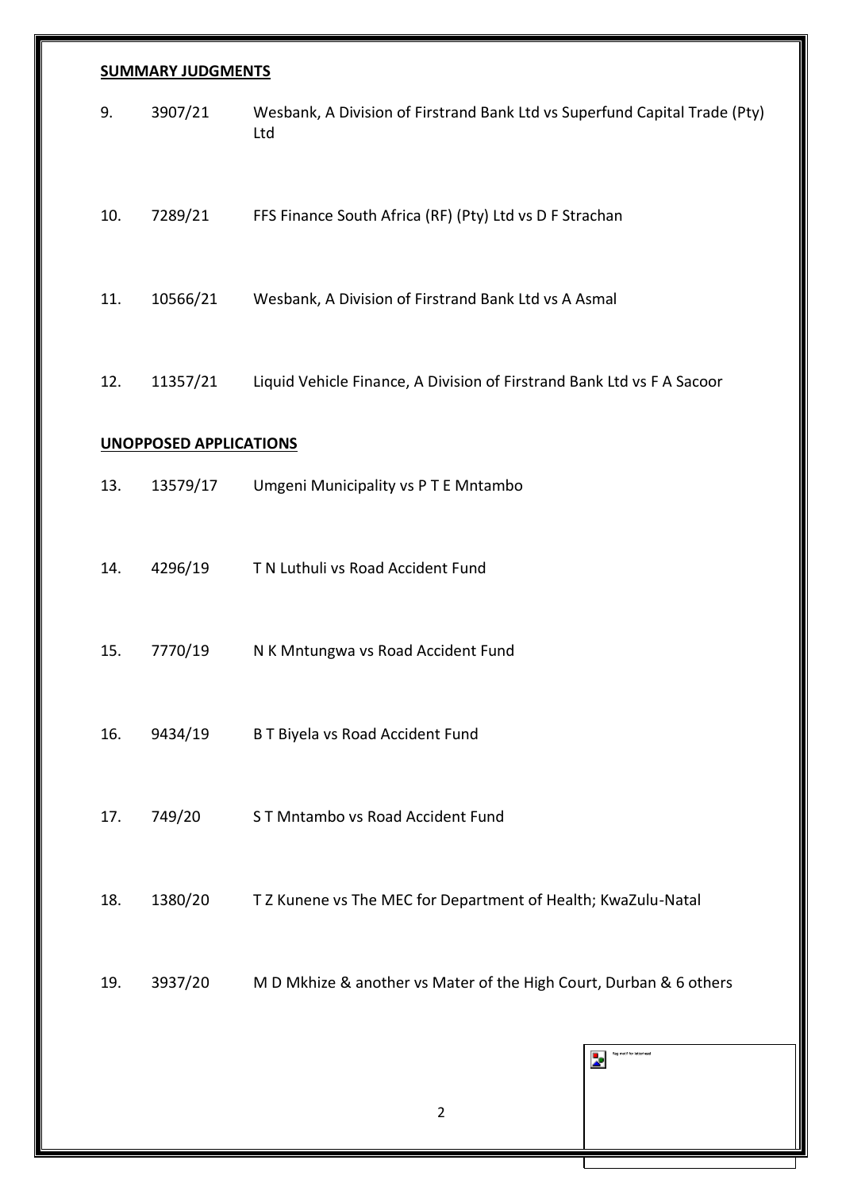## SUMMARY JUDGMENTS

9. 3907/21 Wesbank, A Division of Firstrand Bank Ltd vs Superfund Capital Trade (Pty) Ltd

10. 7289/21 FFS Finance South Africa (RF) (Pty) Ltd vs D F Strachan

11. 10566/21 Wesbank, A Division of Firstrand Bank Ltd vs A Asmal

12. 11357/21 Liquid Vehicle Finance, A Division of Firstrand Bank Ltd vs F A Sacoor

## UNOPPOSED APPLICATIONS

13. 13579/17 Umgeni Municipality vs P T E Mntambo

14. 4296/19 T N Luthuli vs Road Accident Fund

15. 7770/19 N K Mntungwa vs Road Accident Fund

16. 9434/19 B T Biyela vs Road Accident Fund

17. 749/20 S T Mntambo vs Road Accident Fund

18. 1380/20 T Z Kunene vs The MEC for Department of Health; KwaZulu-Natal

19. 3937/20 M D Mkhize & another vs Mater of the High Court, Durban & 6 others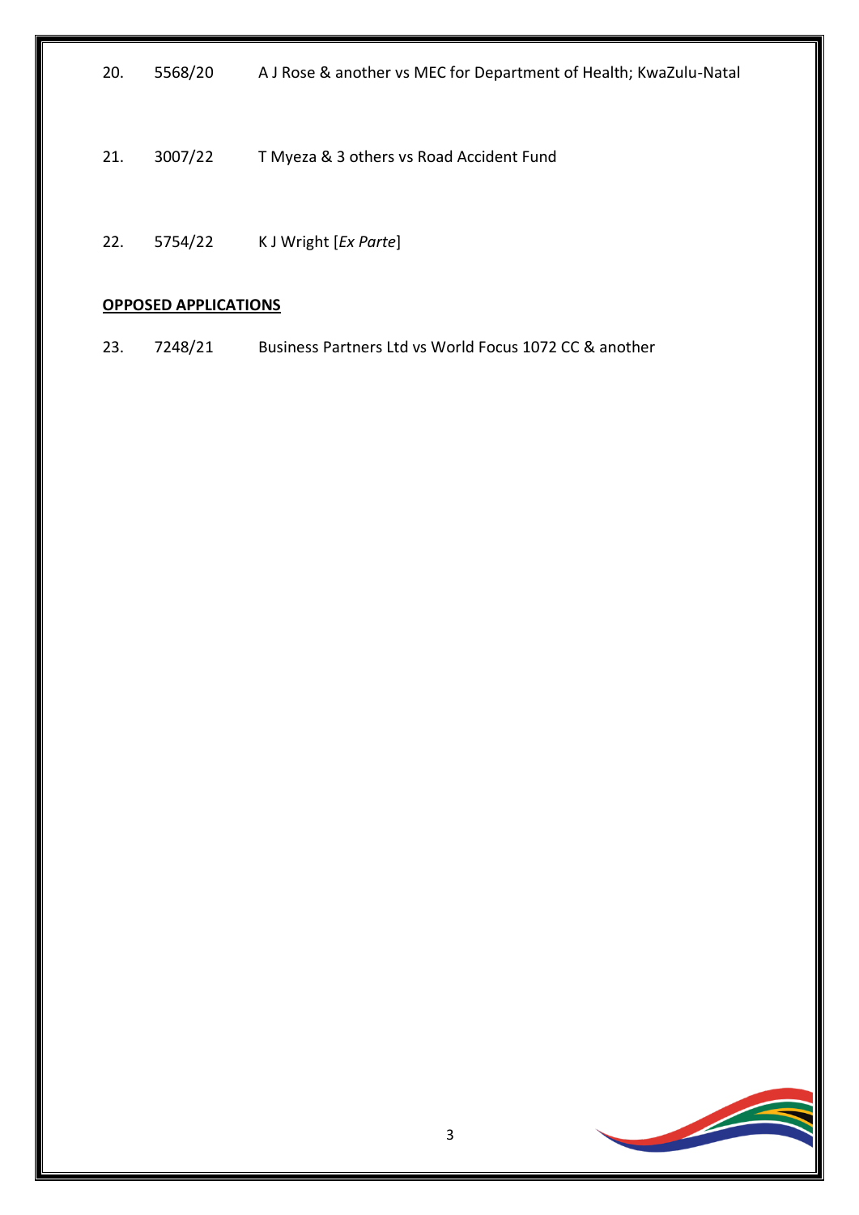20. 5568/20 A J Rose & another vs MEC for Department of Health; KwaZulu-Natal

21. 3007/22 T Myeza & 3 others vs Road Accident Fund

22. 5754/22 K J Wright [*Ex Parte*]

**OPPOSED APPLICATIONS**

23. 7248/21 Business Partners Ltd vs World Focus 1072 CC & another